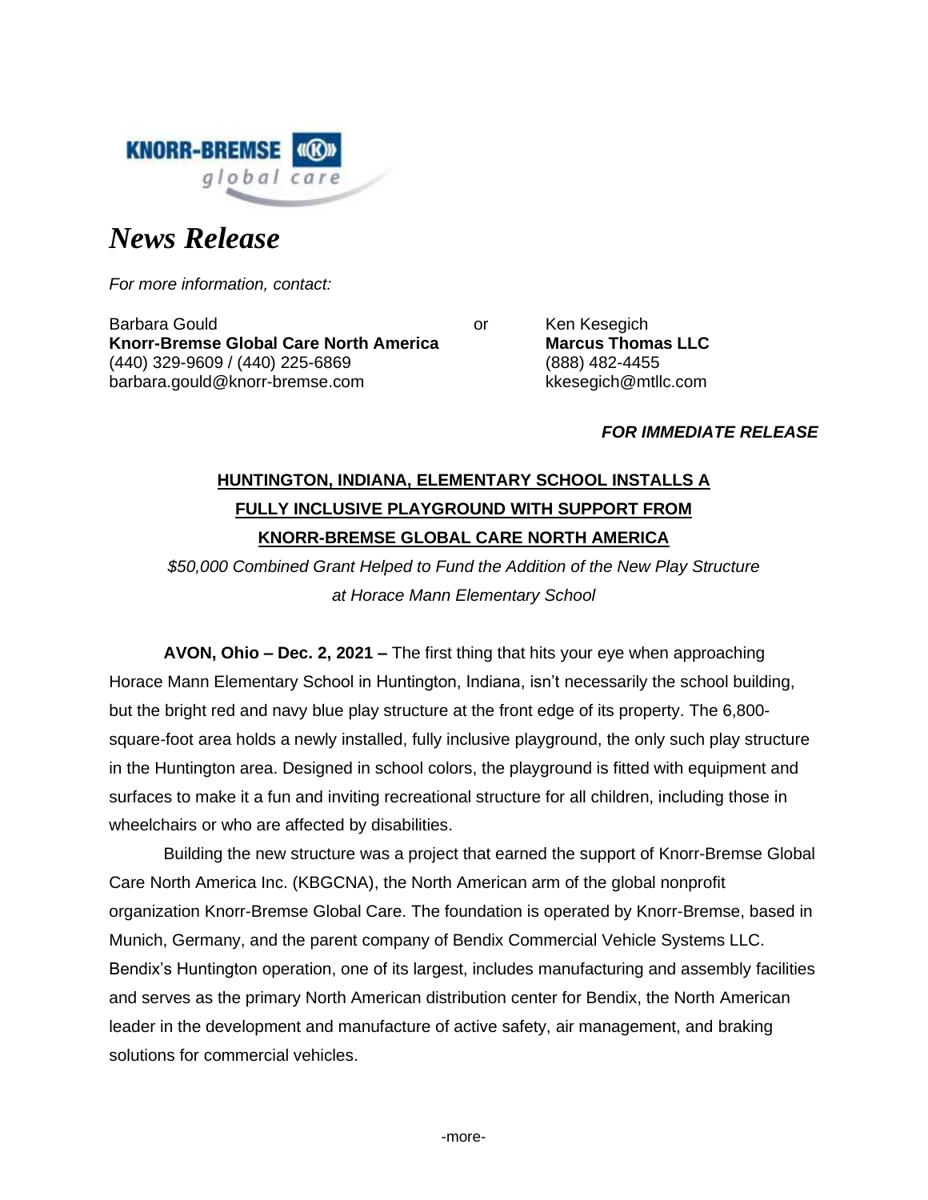KNORR-BREMSE
global care

# *News Release*

*For more information, contact:*

Barbara Gould
**Knorr-Bremse Global Care North America**
(440) 329-9609 / (440) 225-6869
barbara.gould@knorr-bremse.com

or

Ken Kesegich
**Marcus Thomas LLC**
(888) 482-4455
kkesegich@mtllc.com

***FOR IMMEDIATE RELEASE***

## HUNTINGTON, INDIANA, ELEMENTARY SCHOOL INSTALLS A FULLY INCLUSIVE PLAYGROUND WITH SUPPORT FROM KNORR-BREMSE GLOBAL CARE NORTH AMERICA

*$50,000 Combined Grant Helped to Fund the Addition of the New Play Structure at Horace Mann Elementary School*

**AVON, Ohio – Dec. 2, 2021 –** The first thing that hits your eye when approaching Horace Mann Elementary School in Huntington, Indiana, isn't necessarily the school building, but the bright red and navy blue play structure at the front edge of its property. The 6,800-square-foot area holds a newly installed, fully inclusive playground, the only such play structure in the Huntington area. Designed in school colors, the playground is fitted with equipment and surfaces to make it a fun and inviting recreational structure for all children, including those in wheelchairs or who are affected by disabilities.

Building the new structure was a project that earned the support of Knorr-Bremse Global Care North America Inc. (KBGCNA), the North American arm of the global nonprofit organization Knorr-Bremse Global Care. The foundation is operated by Knorr-Bremse, based in Munich, Germany, and the parent company of Bendix Commercial Vehicle Systems LLC. Bendix's Huntington operation, one of its largest, includes manufacturing and assembly facilities and serves as the primary North American distribution center for Bendix, the North American leader in the development and manufacture of active safety, air management, and braking solutions for commercial vehicles.

-more-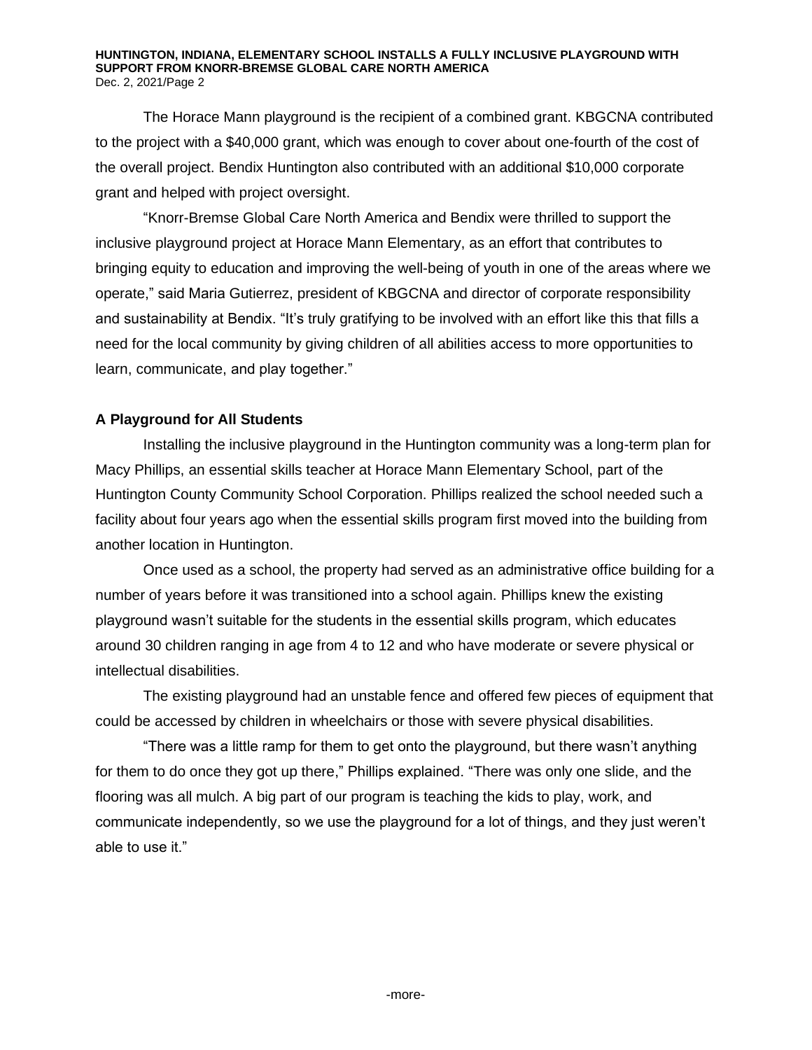The Horace Mann playground is the recipient of a combined grant. KBGCNA contributed to the project with a $40,000 grant, which was enough to cover about one-fourth of the cost of the overall project. Bendix Huntington also contributed with an additional $10,000 corporate grant and helped with project oversight.

"Knorr-Bremse Global Care North America and Bendix were thrilled to support the inclusive playground project at Horace Mann Elementary, as an effort that contributes to bringing equity to education and improving the well-being of youth in one of the areas where we operate," said Maria Gutierrez, president of KBGCNA and director of corporate responsibility and sustainability at Bendix. "It's truly gratifying to be involved with an effort like this that fills a need for the local community by giving children of all abilities access to more opportunities to learn, communicate, and play together."

**A Playground for All Students**

Installing the inclusive playground in the Huntington community was a long-term plan for Macy Phillips, an essential skills teacher at Horace Mann Elementary School, part of the Huntington County Community School Corporation. Phillips realized the school needed such a facility about four years ago when the essential skills program first moved into the building from another location in Huntington.

Once used as a school, the property had served as an administrative office building for a number of years before it was transitioned into a school again. Phillips knew the existing playground wasn't suitable for the students in the essential skills program, which educates around 30 children ranging in age from 4 to 12 and who have moderate or severe physical or intellectual disabilities.

The existing playground had an unstable fence and offered few pieces of equipment that could be accessed by children in wheelchairs or those with severe physical disabilities.

"There was a little ramp for them to get onto the playground, but there wasn't anything for them to do once they got up there," Phillips explained. "There was only one slide, and the flooring was all mulch. A big part of our program is teaching the kids to play, work, and communicate independently, so we use the playground for a lot of things, and they just weren't able to use it."

-more-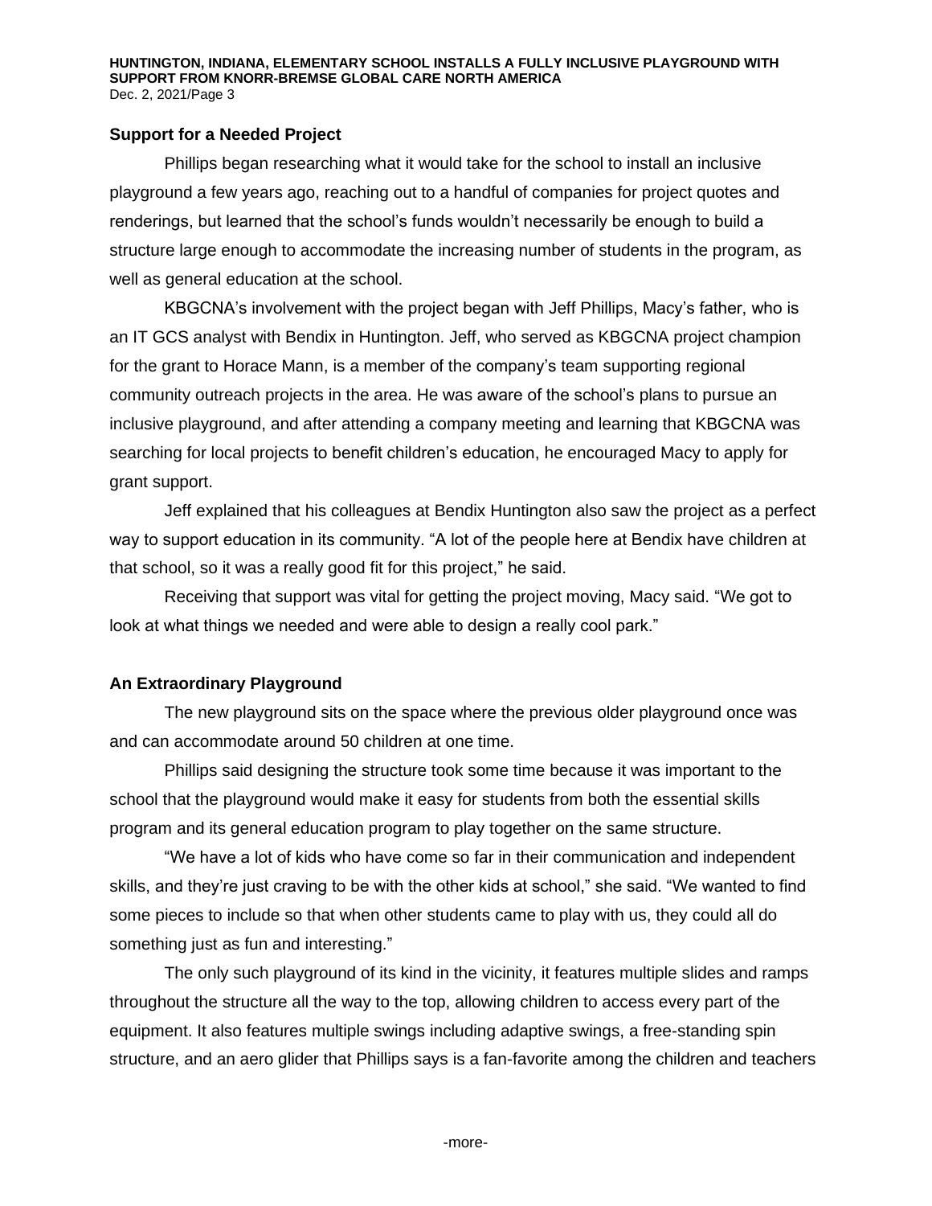## Support for a Needed Project

Phillips began researching what it would take for the school to install an inclusive playground a few years ago, reaching out to a handful of companies for project quotes and renderings, but learned that the school's funds wouldn't necessarily be enough to build a structure large enough to accommodate the increasing number of students in the program, as well as general education at the school.

KBGCNA's involvement with the project began with Jeff Phillips, Macy's father, who is an IT GCS analyst with Bendix in Huntington. Jeff, who served as KBGCNA project champion for the grant to Horace Mann, is a member of the company's team supporting regional community outreach projects in the area. He was aware of the school's plans to pursue an inclusive playground, and after attending a company meeting and learning that KBGCNA was searching for local projects to benefit children's education, he encouraged Macy to apply for grant support.

Jeff explained that his colleagues at Bendix Huntington also saw the project as a perfect way to support education in its community. "A lot of the people here at Bendix have children at that school, so it was a really good fit for this project," he said.

Receiving that support was vital for getting the project moving, Macy said. "We got to look at what things we needed and were able to design a really cool park."

## An Extraordinary Playground

The new playground sits on the space where the previous older playground once was and can accommodate around 50 children at one time.

Phillips said designing the structure took some time because it was important to the school that the playground would make it easy for students from both the essential skills program and its general education program to play together on the same structure.

"We have a lot of kids who have come so far in their communication and independent skills, and they're just craving to be with the other kids at school," she said. "We wanted to find some pieces to include so that when other students came to play with us, they could all do something just as fun and interesting."

The only such playground of its kind in the vicinity, it features multiple slides and ramps throughout the structure all the way to the top, allowing children to access every part of the equipment. It also features multiple swings including adaptive swings, a free-standing spin structure, and an aero glider that Phillips says is a fan-favorite among the children and teachers

-more-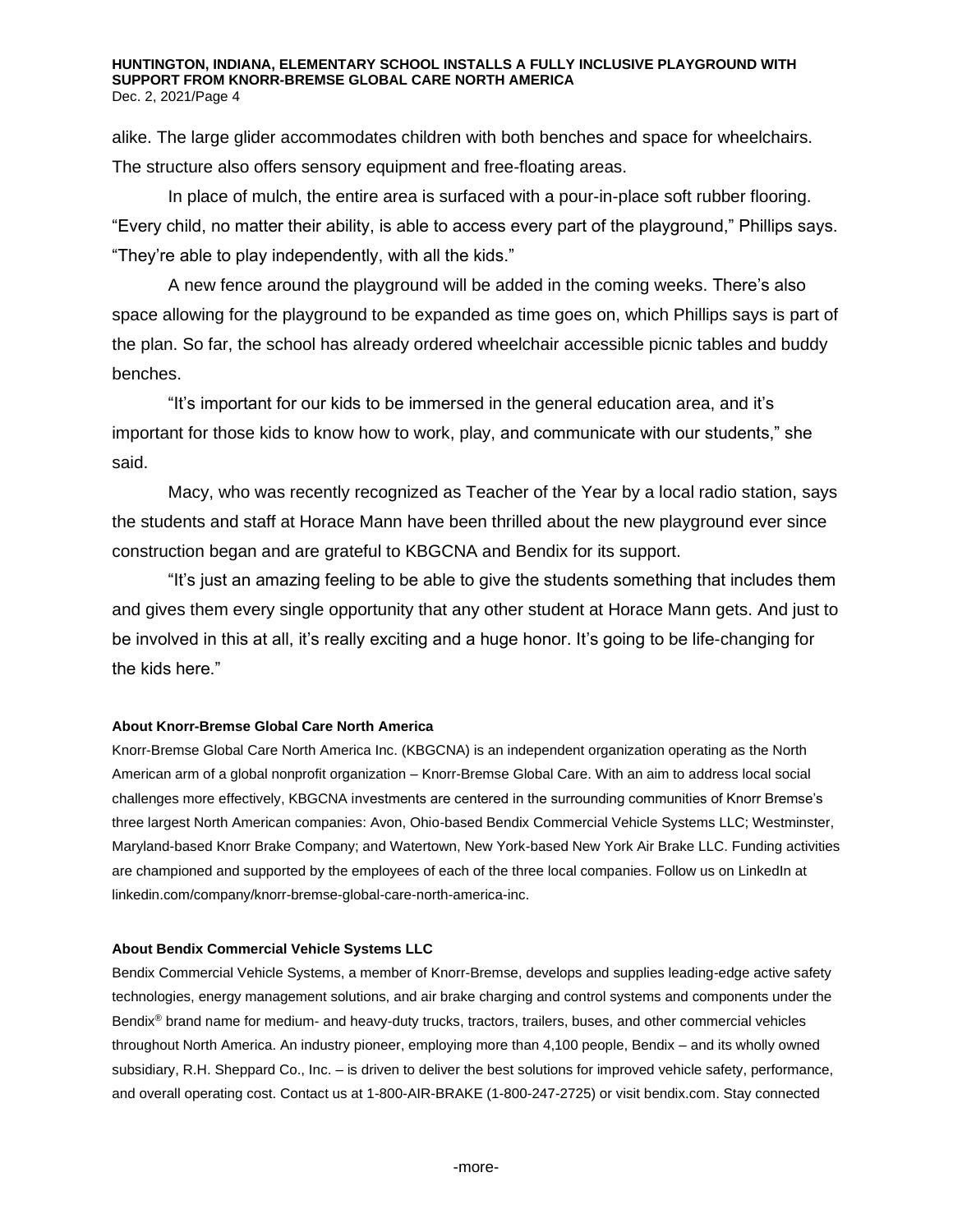alike. The large glider accommodates children with both benches and space for wheelchairs. The structure also offers sensory equipment and free-floating areas.

In place of mulch, the entire area is surfaced with a pour-in-place soft rubber flooring. "Every child, no matter their ability, is able to access every part of the playground," Phillips says. "They're able to play independently, with all the kids."

A new fence around the playground will be added in the coming weeks. There's also space allowing for the playground to be expanded as time goes on, which Phillips says is part of the plan. So far, the school has already ordered wheelchair accessible picnic tables and buddy benches.

"It's important for our kids to be immersed in the general education area, and it's important for those kids to know how to work, play, and communicate with our students," she said.

Macy, who was recently recognized as Teacher of the Year by a local radio station, says the students and staff at Horace Mann have been thrilled about the new playground ever since construction began and are grateful to KBGCNA and Bendix for its support.

"It's just an amazing feeling to be able to give the students something that includes them and gives them every single opportunity that any other student at Horace Mann gets. And just to be involved in this at all, it's really exciting and a huge honor. It's going to be life-changing for the kids here."

**About Knorr-Bremse Global Care North America**

Knorr-Bremse Global Care North America Inc. (KBGCNA) is an independent organization operating as the North American arm of a global nonprofit organization – Knorr-Bremse Global Care. With an aim to address local social challenges more effectively, KBGCNA investments are centered in the surrounding communities of Knorr Bremse's three largest North American companies: Avon, Ohio-based Bendix Commercial Vehicle Systems LLC; Westminster, Maryland-based Knorr Brake Company; and Watertown, New York-based New York Air Brake LLC. Funding activities are championed and supported by the employees of each of the three local companies. Follow us on LinkedIn at linkedin.com/company/knorr-bremse-global-care-north-america-inc.

**About Bendix Commercial Vehicle Systems LLC**

Bendix Commercial Vehicle Systems, a member of Knorr-Bremse, develops and supplies leading-edge active safety technologies, energy management solutions, and air brake charging and control systems and components under the Bendix® brand name for medium- and heavy-duty trucks, tractors, trailers, buses, and other commercial vehicles throughout North America. An industry pioneer, employing more than 4,100 people, Bendix – and its wholly owned subsidiary, R.H. Sheppard Co., Inc. – is driven to deliver the best solutions for improved vehicle safety, performance, and overall operating cost. Contact us at 1-800-AIR-BRAKE (1-800-247-2725) or visit bendix.com. Stay connected

-more-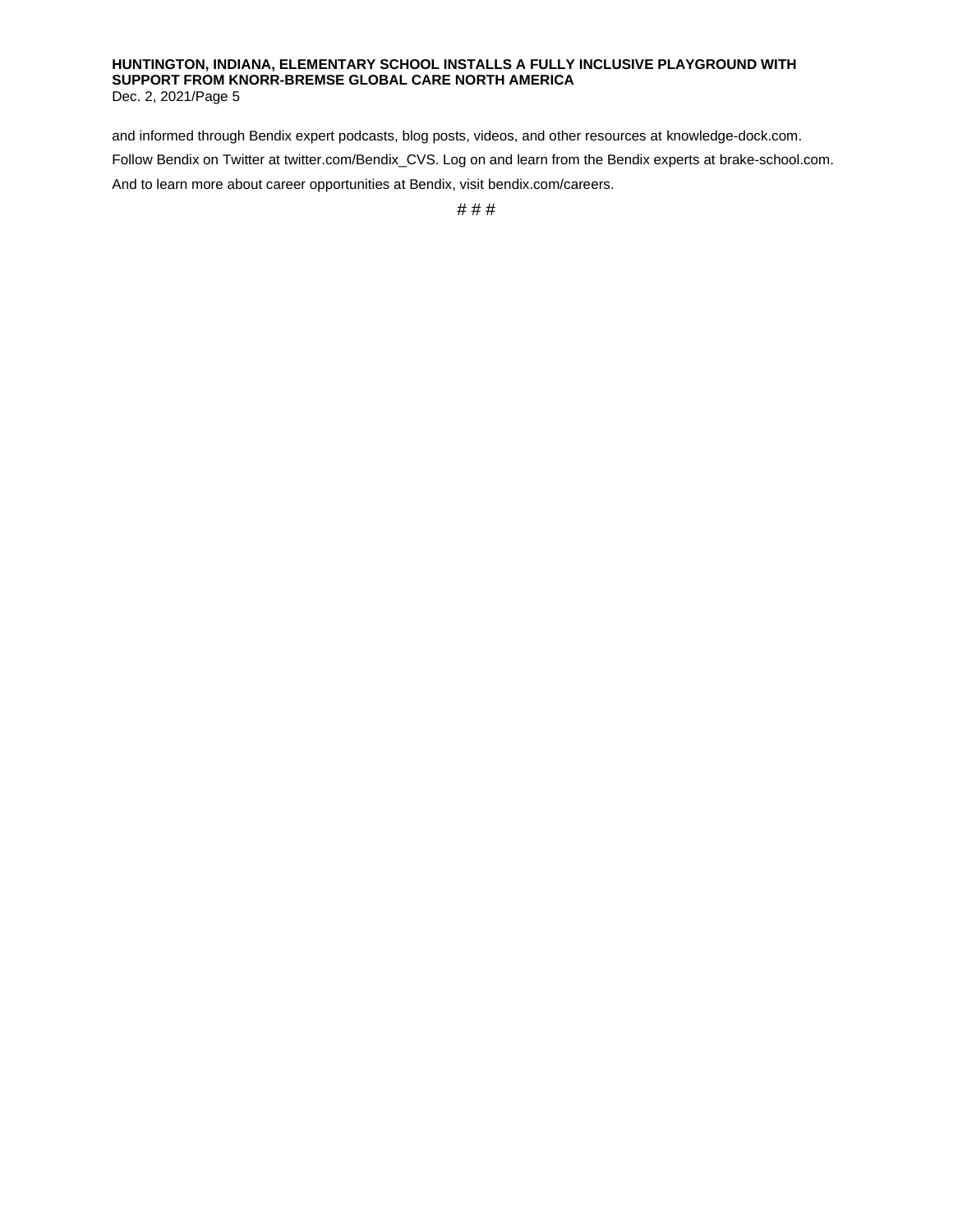and informed through Bendix expert podcasts, blog posts, videos, and other resources at knowledge-dock.com. Follow Bendix on Twitter at twitter.com/Bendix_CVS. Log on and learn from the Bendix experts at brake-school.com. And to learn more about career opportunities at Bendix, visit bendix.com/careers.

# # #